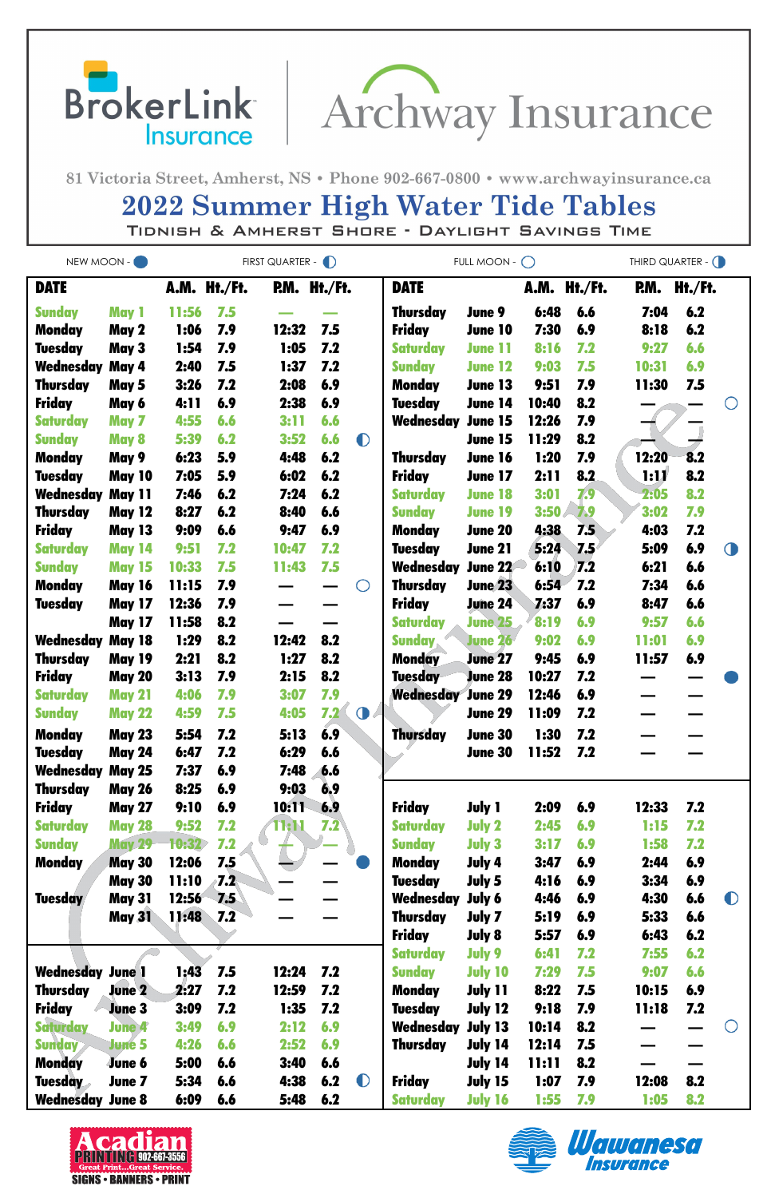BrokerLink Insurance | Archway Insurance

81 Victoria Street, Amherst, NS • Phone 902-667-0800 • www.archwayinsurance.ca

# 2022 Summer High Water Tide Tables

TIDNISH & AMHERST SHORE - DAYLIGHT SAVINGS TIME

NEW MOON - ● FIRST QUARTER - ◐ FULL MOON - ○ THIRD QUARTER - ◑

| DATE | | A.M. | Ht./Ft. | P.M. | Ht./Ft. | |
|---|---|---|---|---|---|---|
| Sunday | May 1 | 11:56 | 7.5 | — | — | |
| Monday | May 2 | 1:06 | 7.9 | 12:32 | 7.5 | |
| Tuesday | May 3 | 1:54 | 7.9 | 1:05 | 7.2 | |
| Wednesday | May 4 | 2:40 | 7.5 | 1:37 | 7.2 | |
| Thursday | May 5 | 3:26 | 7.2 | 2:08 | 6.9 | |
| Friday | May 6 | 4:11 | 6.9 | 2:38 | 6.9 | |
| Saturday | May 7 | 4:55 | 6.6 | 3:11 | 6.6 | |
| Sunday | May 8 | 5:39 | 6.2 | 3:52 | 6.6 | ◐ |
| Monday | May 9 | 6:23 | 5.9 | 4:48 | 6.2 | |
| Tuesday | May 10 | 7:05 | 5.9 | 6:02 | 6.2 | |
| Wednesday | May 11 | 7:46 | 6.2 | 7:24 | 6.2 | |
| Thursday | May 12 | 8:27 | 6.2 | 8:40 | 6.6 | |
| Friday | May 13 | 9:09 | 6.6 | 9:47 | 6.9 | |
| Saturday | May 14 | 9:51 | 7.2 | 10:47 | 7.2 | |
| Sunday | May 15 | 10:33 | 7.5 | 11:43 | 7.5 | |
| Monday | May 16 | 11:15 | 7.9 | — | — | ○ |
| Tuesday | May 17 | 12:36 | 7.9 | — | — | |
| | May 17 | 11:58 | 8.2 | — | — | |
| Wednesday | May 18 | 1:29 | 8.2 | 12:42 | 8.2 | |
| Thursday | May 19 | 2:21 | 8.2 | 1:27 | 8.2 | |
| Friday | May 20 | 3:13 | 7.9 | 2:15 | 8.2 | |
| Saturday | May 21 | 4:06 | 7.9 | 3:07 | 7.9 | |
| Sunday | May 22 | 4:59 | 7.5 | 4:05 | 7.2 | ◑ |
| Monday | May 23 | 5:54 | 7.2 | 5:13 | 6.9 | |
| Tuesday | May 24 | 6:47 | 7.2 | 6:29 | 6.6 | |
| Wednesday | May 25 | 7:37 | 6.9 | 7:48 | 6.6 | |
| Thursday | May 26 | 8:25 | 6.9 | 9:03 | 6.9 | |
| Friday | May 27 | 9:10 | 6.9 | 10:11 | 6.9 | |
| Saturday | May 28 | 9:52 | 7.2 | 11:11 | 7.2 | |
| Sunday | May 29 | 10:32 | 7.2 | — | — | |
| Monday | May 30 | 12:06 | 7.5 | — | — | ● |
| | May 30 | 11:10 | 7.2 | — | — | |
| Tuesday | May 31 | 12:56 | 7.5 | — | — | |
| | May 31 | 11:48 | 7.2 | — | — | |
| Wednesday | June 1 | 1:43 | 7.5 | 12:24 | 7.2 | |
| Thursday | June 2 | 2:27 | 7.2 | 12:59 | 7.2 | |
| Friday | June 3 | 3:09 | 7.2 | 1:35 | 7.2 | |
| Saturday | June 4 | 3:49 | 6.9 | 2:12 | 6.9 | |
| Sunday | June 5 | 4:26 | 6.6 | 2:52 | 6.9 | |
| Monday | June 6 | 5:00 | 6.6 | 3:40 | 6.6 | |
| Tuesday | June 7 | 5:34 | 6.6 | 4:38 | 6.2 | ◐ |
| Wednesday | June 8 | 6:09 | 6.6 | 5:48 | 6.2 | |
| Thursday | June 9 | 6:48 | 6.6 | 7:04 | 6.2 | |
| Friday | June 10 | 7:30 | 6.9 | 8:18 | 6.2 | |
| Saturday | June 11 | 8:16 | 7.2 | 9:27 | 6.6 | |
| Sunday | June 12 | 9:03 | 7.5 | 10:31 | 6.9 | |
| Monday | June 13 | 9:51 | 7.9 | 11:30 | 7.5 | |
| Tuesday | June 14 | 10:40 | 8.2 | — | — | ○ |
| Wednesday | June 15 | 12:26 | 7.9 | — | — | |
| | June 15 | 11:29 | 8.2 | — | — | |
| Thursday | June 16 | 1:20 | 7.9 | 12:20 | 8.2 | |
| Friday | June 17 | 2:11 | 8.2 | 1:11 | 8.2 | |
| Saturday | June 18 | 3:01 | 7.9 | 2:05 | 8.2 | |
| Sunday | June 19 | 3:50 | 7.9 | 3:02 | 7.9 | |
| Monday | June 20 | 4:38 | 7.5 | 4:03 | 7.2 | |
| Tuesday | June 21 | 5:24 | 7.5 | 5:09 | 6.9 | ◑ |
| Wednesday | June 22 | 6:10 | 7.2 | 6:21 | 6.6 | |
| Thursday | June 23 | 6:54 | 7.2 | 7:34 | 6.6 | |
| Friday | June 24 | 7:37 | 6.9 | 8:47 | 6.6 | |
| Saturday | June 25 | 8:19 | 6.9 | 9:57 | 6.6 | |
| Sunday | June 26 | 9:02 | 6.9 | 11:01 | 6.9 | |
| Monday | June 27 | 9:45 | 6.9 | 11:57 | 6.9 | |
| Tuesday | June 28 | 10:27 | 7.2 | — | — | ● |
| Wednesday | June 29 | 12:46 | 6.9 | — | — | |
| | June 29 | 11:09 | 7.2 | — | — | |
| Thursday | June 30 | 1:30 | 7.2 | — | — | |
| | June 30 | 11:52 | 7.2 | — | — | |
| Friday | July 1 | 2:09 | 6.9 | 12:33 | 7.2 | |
| Saturday | July 2 | 2:45 | 6.9 | 1:15 | 7.2 | |
| Sunday | July 3 | 3:17 | 6.9 | 1:58 | 7.2 | |
| Monday | July 4 | 3:47 | 6.9 | 2:44 | 6.9 | |
| Tuesday | July 5 | 4:16 | 6.9 | 3:34 | 6.9 | |
| Wednesday | July 6 | 4:46 | 6.9 | 4:30 | 6.6 | ◐ |
| Thursday | July 7 | 5:19 | 6.9 | 5:33 | 6.6 | |
| Friday | July 8 | 5:57 | 6.9 | 6:43 | 6.2 | |
| Saturday | July 9 | 6:41 | 7.2 | 7:55 | 6.2 | |
| Sunday | July 10 | 7:29 | 7.5 | 9:07 | 6.6 | |
| Monday | July 11 | 8:22 | 7.5 | 10:15 | 6.9 | |
| Tuesday | July 12 | 9:18 | 7.9 | 11:18 | 7.2 | |
| Wednesday | July 13 | 10:14 | 8.2 | — | — | ○ |
| Thursday | July 14 | 12:14 | 7.5 | — | — | |
| | July 14 | 11:11 | 8.2 | — | — | |
| Friday | July 15 | 1:07 | 7.9 | 12:08 | 8.2 | |
| Saturday | July 16 | 1:55 | 7.9 | 1:05 | 8.2 | |

Acadian Printing 902-667-3556 Great Print...Great Service. SIGNS • BANNERS • PRINT

Wawanesa Insurance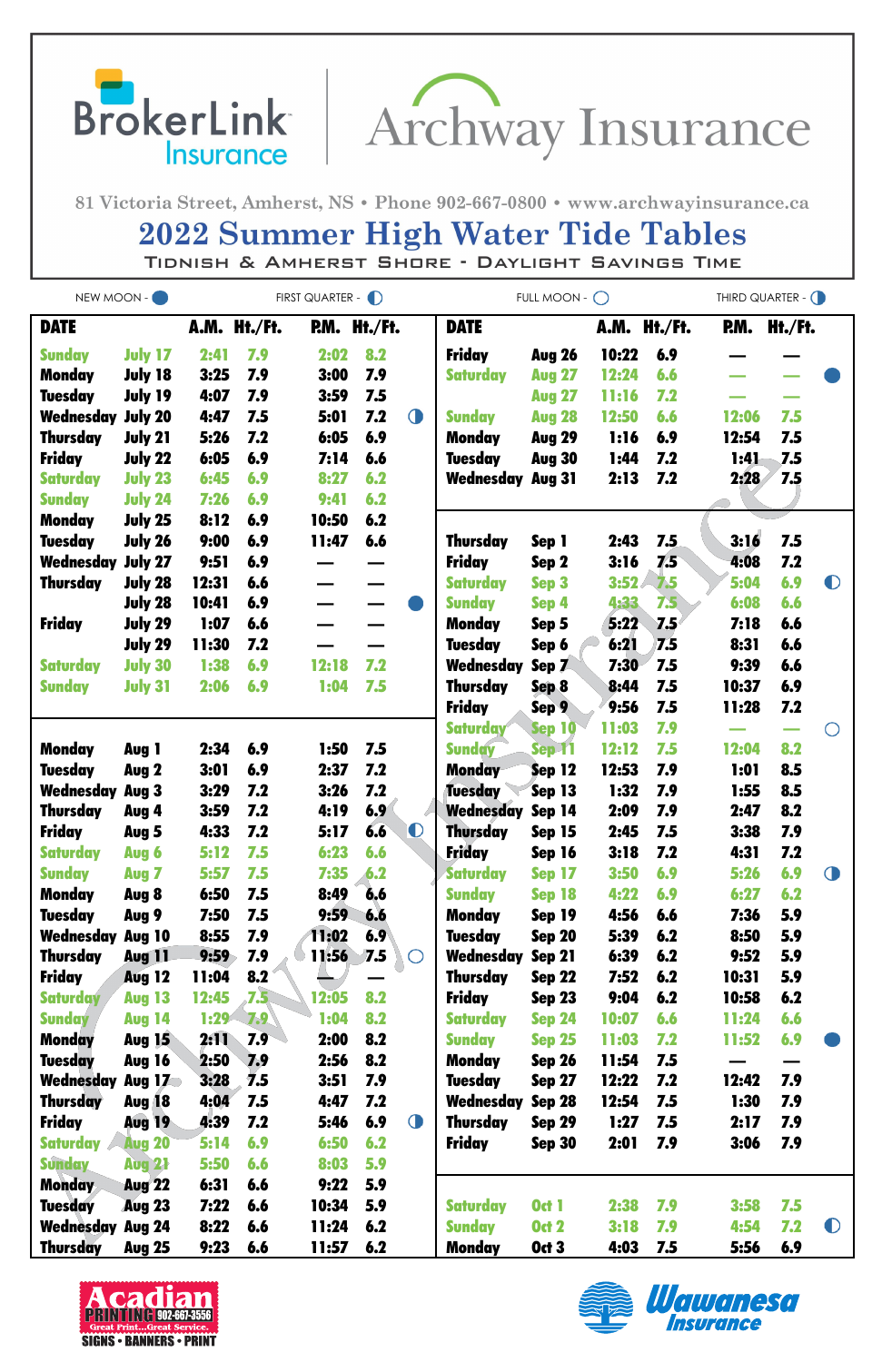BrokerLink Insurance | Archway Insurance

81 Victoria Street, Amherst, NS • Phone 902-667-0800 • www.archwayinsurance.ca

# 2022 Summer High Water Tide Tables

TIDNISH & AMHERST SHORE - DAYLIGHT SAVINGS TIME

NEW MOON - ● FIRST QUARTER - ◑ FULL MOON - ○ THIRD QUARTER - ◐

| DATE | | A.M. | Ht./Ft. | P.M. | Ht./Ft. | |
|---|---|---|---|---|---|---|
| Sunday | July 17 | 2:41 | 7.9 | 2:02 | 8.2 | |
| Monday | July 18 | 3:25 | 7.9 | 3:00 | 7.9 | |
| Tuesday | July 19 | 4:07 | 7.9 | 3:59 | 7.5 | |
| Wednesday | July 20 | 4:47 | 7.5 | 5:01 | 7.2 | ◑ |
| Thursday | July 21 | 5:26 | 7.2 | 6:05 | 6.9 | |
| Friday | July 22 | 6:05 | 6.9 | 7:14 | 6.6 | |
| Saturday | July 23 | 6:45 | 6.9 | 8:27 | 6.2 | |
| Sunday | July 24 | 7:26 | 6.9 | 9:41 | 6.2 | |
| Monday | July 25 | 8:12 | 6.9 | 10:50 | 6.2 | |
| Tuesday | July 26 | 9:00 | 6.9 | 11:47 | 6.6 | |
| Wednesday | July 27 | 9:51 | 6.9 | — | — | |
| Thursday | July 28 | 12:31 | 6.6 | — | — | |
| | July 28 | 10:41 | 6.9 | — | — | ● |
| Friday | July 29 | 1:07 | 6.6 | — | — | |
| | July 29 | 11:30 | 7.2 | — | — | |
| Saturday | July 30 | 1:38 | 6.9 | 12:18 | 7.2 | |
| Sunday | July 31 | 2:06 | 6.9 | 1:04 | 7.5 | |
| Monday | Aug 1 | 2:34 | 6.9 | 1:50 | 7.5 | |
| Tuesday | Aug 2 | 3:01 | 6.9 | 2:37 | 7.2 | |
| Wednesday | Aug 3 | 3:29 | 7.2 | 3:26 | 7.2 | |
| Thursday | Aug 4 | 3:59 | 7.2 | 4:19 | 6.9 | |
| Friday | Aug 5 | 4:33 | 7.2 | 5:17 | 6.6 | ◑ |
| Saturday | Aug 6 | 5:12 | 7.5 | 6:23 | 6.6 | |
| Sunday | Aug 7 | 5:57 | 7.5 | 7:35 | 6.2 | |
| Monday | Aug 8 | 6:50 | 7.5 | 8:49 | 6.6 | |
| Tuesday | Aug 9 | 7:50 | 7.5 | 9:59 | 6.6 | |
| Wednesday | Aug 10 | 8:55 | 7.9 | 11:02 | 6.9 | |
| Thursday | Aug 11 | 9:59 | 7.9 | 11:56 | 7.5 | ○ |
| Friday | Aug 12 | 11:04 | 8.2 | — | — | |
| Saturday | Aug 13 | 12:45 | 7.5 | 12:05 | 8.2 | |
| Sunday | Aug 14 | 1:29 | 7.9 | 1:04 | 8.2 | |
| Monday | Aug 15 | 2:11 | 7.9 | 2:00 | 8.2 | |
| Tuesday | Aug 16 | 2:50 | 7.9 | 2:56 | 8.2 | |
| Wednesday | Aug 17 | 3:28 | 7.5 | 3:51 | 7.9 | |
| Thursday | Aug 18 | 4:04 | 7.5 | 4:47 | 7.2 | |
| Friday | Aug 19 | 4:39 | 7.2 | 5:46 | 6.9 | ◑ |
| Saturday | Aug 20 | 5:14 | 6.9 | 6:50 | 6.2 | |
| Sunday | Aug 21 | 5:50 | 6.6 | 8:03 | 5.9 | |
| Monday | Aug 22 | 6:31 | 6.6 | 9:22 | 5.9 | |
| Tuesday | Aug 23 | 7:22 | 6.6 | 10:34 | 5.9 | |
| Wednesday | Aug 24 | 8:22 | 6.6 | 11:24 | 6.2 | |
| Thursday | Aug 25 | 9:23 | 6.6 | 11:57 | 6.2 | |
| Friday | Aug 26 | 10:22 | 6.9 | — | — | |
| Saturday | Aug 27 | 12:24 | 6.6 | — | — | ● |
| | Aug 27 | 11:16 | 7.2 | — | — | |
| Sunday | Aug 28 | 12:50 | 6.6 | 12:06 | 7.5 | |
| Monday | Aug 29 | 1:16 | 6.9 | 12:54 | 7.5 | |
| Tuesday | Aug 30 | 1:44 | 7.2 | 1:41 | 7.5 | |
| Wednesday | Aug 31 | 2:13 | 7.2 | 2:28 | 7.5 | |
| Thursday | Sep 1 | 2:43 | 7.5 | 3:16 | 7.5 | |
| Friday | Sep 2 | 3:16 | 7.5 | 4:08 | 7.2 | |
| Saturday | Sep 3 | 3:52 | 7.5 | 5:04 | 6.9 | ◑ |
| Sunday | Sep 4 | 4:33 | 7.5 | 6:08 | 6.6 | |
| Monday | Sep 5 | 5:22 | 7.5 | 7:18 | 6.6 | |
| Tuesday | Sep 6 | 6:21 | 7.5 | 8:31 | 6.6 | |
| Wednesday | Sep 7 | 7:30 | 7.5 | 9:39 | 6.6 | |
| Thursday | Sep 8 | 8:44 | 7.5 | 10:37 | 6.9 | |
| Friday | Sep 9 | 9:56 | 7.5 | 11:28 | 7.2 | |
| Saturday | Sep 10 | 11:03 | 7.9 | — | — | ○ |
| Sunday | Sep 11 | 12:12 | 7.5 | 12:04 | 8.2 | |
| Monday | Sep 12 | 12:53 | 7.9 | 1:01 | 8.5 | |
| Tuesday | Sep 13 | 1:32 | 7.9 | 1:55 | 8.5 | |
| Wednesday | Sep 14 | 2:09 | 7.9 | 2:47 | 8.2 | |
| Thursday | Sep 15 | 2:45 | 7.5 | 3:38 | 7.9 | |
| Friday | Sep 16 | 3:18 | 7.2 | 4:31 | 7.2 | |
| Saturday | Sep 17 | 3:50 | 6.9 | 5:26 | 6.9 | ◑ |
| Sunday | Sep 18 | 4:22 | 6.9 | 6:27 | 6.2 | |
| Monday | Sep 19 | 4:56 | 6.6 | 7:36 | 5.9 | |
| Tuesday | Sep 20 | 5:39 | 6.2 | 8:50 | 5.9 | |
| Wednesday | Sep 21 | 6:39 | 6.2 | 9:52 | 5.9 | |
| Thursday | Sep 22 | 7:52 | 6.2 | 10:31 | 5.9 | |
| Friday | Sep 23 | 9:04 | 6.2 | 10:58 | 6.2 | |
| Saturday | Sep 24 | 10:07 | 6.6 | 11:24 | 6.6 | |
| Sunday | Sep 25 | 11:03 | 7.2 | 11:52 | 6.9 | ● |
| Monday | Sep 26 | 11:54 | 7.5 | — | — | |
| Tuesday | Sep 27 | 12:22 | 7.2 | 12:42 | 7.9 | |
| Wednesday | Sep 28 | 12:54 | 7.5 | 1:30 | 7.9 | |
| Thursday | Sep 29 | 1:27 | 7.5 | 2:17 | 7.9 | |
| Friday | Sep 30 | 2:01 | 7.9 | 3:06 | 7.9 | |
| Saturday | Oct 1 | 2:38 | 7.9 | 3:58 | 7.5 | |
| Sunday | Oct 2 | 3:18 | 7.9 | 4:54 | 7.2 | ◑ |
| Monday | Oct 3 | 4:03 | 7.5 | 5:56 | 6.9 | |

Acadian Printing 902-667-3556 Great Print...Great Service. SIGNS • BANNERS • PRINT

Wawanesa Insurance